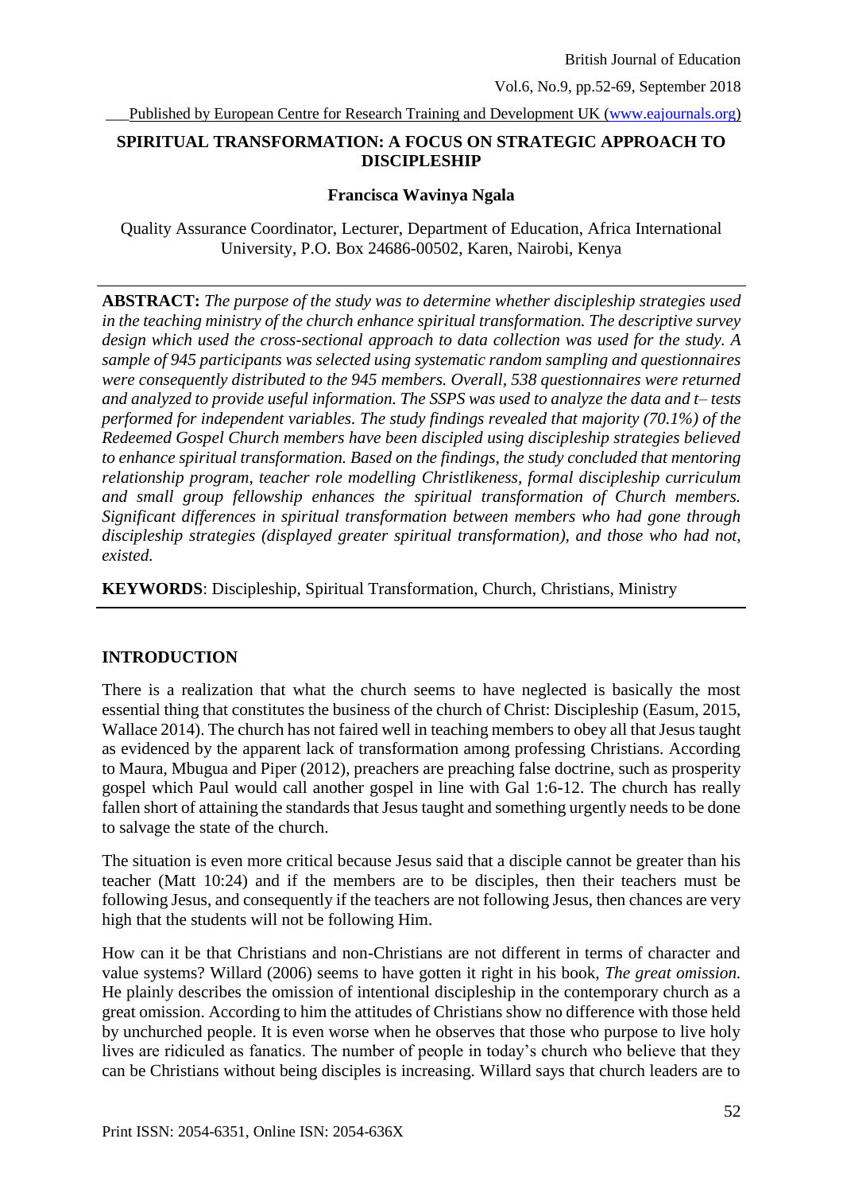# SPIRITUAL TRANSFORMATION: A FOCUS ON STRATEGIC APPROACH TO DISCIPLESHIP

**Francisca Wavinya Ngala**

Quality Assurance Coordinator, Lecturer, Department of Education, Africa International University, P.O. Box 24686-00502, Karen, Nairobi, Kenya

**ABSTRACT:** *The purpose of the study was to determine whether discipleship strategies used in the teaching ministry of the church enhance spiritual transformation. The descriptive survey design which used the cross-sectional approach to data collection was used for the study. A sample of 945 participants was selected using systematic random sampling and questionnaires were consequently distributed to the 945 members. Overall, 538 questionnaires were returned and analyzed to provide useful information. The SSPS was used to analyze the data and t– tests performed for independent variables. The study findings revealed that majority (70.1%) of the Redeemed Gospel Church members have been discipled using discipleship strategies believed to enhance spiritual transformation. Based on the findings, the study concluded that mentoring relationship program, teacher role modelling Christlikeness, formal discipleship curriculum and small group fellowship enhances the spiritual transformation of Church members. Significant differences in spiritual transformation between members who had gone through discipleship strategies (displayed greater spiritual transformation), and those who had not, existed.*

**KEYWORDS**: Discipleship, Spiritual Transformation, Church, Christians, Ministry

## INTRODUCTION

There is a realization that what the church seems to have neglected is basically the most essential thing that constitutes the business of the church of Christ: Discipleship (Easum, 2015, Wallace 2014). The church has not faired well in teaching members to obey all that Jesus taught as evidenced by the apparent lack of transformation among professing Christians. According to Maura, Mbugua and Piper (2012), preachers are preaching false doctrine, such as prosperity gospel which Paul would call another gospel in line with Gal 1:6-12. The church has really fallen short of attaining the standards that Jesus taught and something urgently needs to be done to salvage the state of the church.

The situation is even more critical because Jesus said that a disciple cannot be greater than his teacher (Matt 10:24) and if the members are to be disciples, then their teachers must be following Jesus, and consequently if the teachers are not following Jesus, then chances are very high that the students will not be following Him.

How can it be that Christians and non-Christians are not different in terms of character and value systems? Willard (2006) seems to have gotten it right in his book, *The great omission.* He plainly describes the omission of intentional discipleship in the contemporary church as a great omission. According to him the attitudes of Christians show no difference with those held by unchurched people. It is even worse when he observes that those who purpose to live holy lives are ridiculed as fanatics. The number of people in today's church who believe that they can be Christians without being disciples is increasing. Willard says that church leaders are to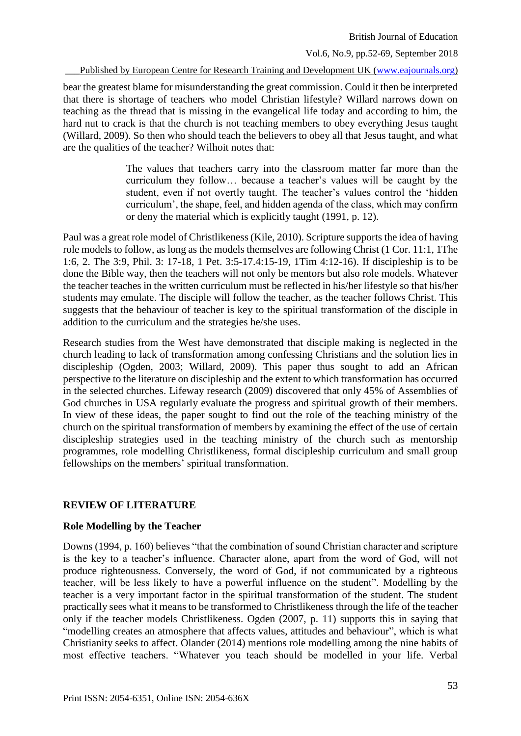bear the greatest blame for misunderstanding the great commission. Could it then be interpreted that there is shortage of teachers who model Christian lifestyle? Willard narrows down on teaching as the thread that is missing in the evangelical life today and according to him, the hard nut to crack is that the church is not teaching members to obey everything Jesus taught (Willard, 2009). So then who should teach the believers to obey all that Jesus taught, and what are the qualities of the teacher? Wilhoit notes that:

> The values that teachers carry into the classroom matter far more than the curriculum they follow… because a teacher's values will be caught by the student, even if not overtly taught. The teacher's values control the 'hidden curriculum', the shape, feel, and hidden agenda of the class, which may confirm or deny the material which is explicitly taught (1991, p. 12).

Paul was a great role model of Christlikeness (Kile, 2010). Scripture supports the idea of having role models to follow, as long as the models themselves are following Christ (1 Cor. 11:1, 1The 1:6, 2. The 3:9, Phil. 3: 17-18, 1 Pet. 3:5-17.4:15-19, 1Tim 4:12-16). If discipleship is to be done the Bible way, then the teachers will not only be mentors but also role models. Whatever the teacher teaches in the written curriculum must be reflected in his/her lifestyle so that his/her students may emulate. The disciple will follow the teacher, as the teacher follows Christ. This suggests that the behaviour of teacher is key to the spiritual transformation of the disciple in addition to the curriculum and the strategies he/she uses.

Research studies from the West have demonstrated that disciple making is neglected in the church leading to lack of transformation among confessing Christians and the solution lies in discipleship (Ogden, 2003; Willard, 2009). This paper thus sought to add an African perspective to the literature on discipleship and the extent to which transformation has occurred in the selected churches. Lifeway research (2009) discovered that only 45% of Assemblies of God churches in USA regularly evaluate the progress and spiritual growth of their members. In view of these ideas, the paper sought to find out the role of the teaching ministry of the church on the spiritual transformation of members by examining the effect of the use of certain discipleship strategies used in the teaching ministry of the church such as mentorship programmes, role modelling Christlikeness, formal discipleship curriculum and small group fellowships on the members' spiritual transformation.

## REVIEW OF LITERATURE

### Role Modelling by the Teacher

Downs (1994, p. 160) believes "that the combination of sound Christian character and scripture is the key to a teacher's influence. Character alone, apart from the word of God, will not produce righteousness. Conversely, the word of God, if not communicated by a righteous teacher, will be less likely to have a powerful influence on the student". Modelling by the teacher is a very important factor in the spiritual transformation of the student. The student practically sees what it means to be transformed to Christlikeness through the life of the teacher only if the teacher models Christlikeness. Ogden (2007, p. 11) supports this in saying that "modelling creates an atmosphere that affects values, attitudes and behaviour", which is what Christianity seeks to affect. Olander (2014) mentions role modelling among the nine habits of most effective teachers. "Whatever you teach should be modelled in your life. Verbal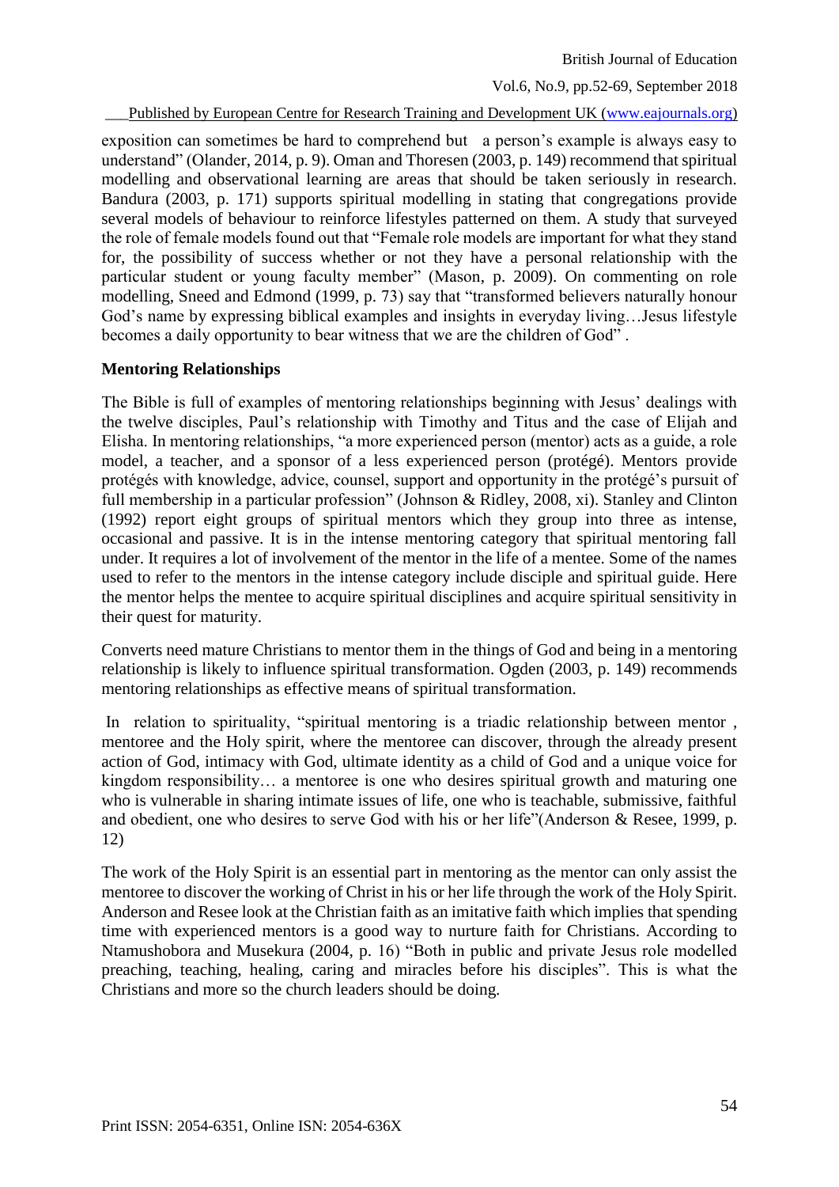exposition can sometimes be hard to comprehend but a person's example is always easy to understand" (Olander, 2014, p. 9). Oman and Thoresen (2003, p. 149) recommend that spiritual modelling and observational learning are areas that should be taken seriously in research. Bandura (2003, p. 171) supports spiritual modelling in stating that congregations provide several models of behaviour to reinforce lifestyles patterned on them. A study that surveyed the role of female models found out that "Female role models are important for what they stand for, the possibility of success whether or not they have a personal relationship with the particular student or young faculty member" (Mason, p. 2009). On commenting on role modelling, Sneed and Edmond (1999, p. 73) say that "transformed believers naturally honour God's name by expressing biblical examples and insights in everyday living…Jesus lifestyle becomes a daily opportunity to bear witness that we are the children of God" .

**Mentoring Relationships**

The Bible is full of examples of mentoring relationships beginning with Jesus' dealings with the twelve disciples, Paul's relationship with Timothy and Titus and the case of Elijah and Elisha. In mentoring relationships, "a more experienced person (mentor) acts as a guide, a role model, a teacher, and a sponsor of a less experienced person (protégé). Mentors provide protégés with knowledge, advice, counsel, support and opportunity in the protégé's pursuit of full membership in a particular profession" (Johnson & Ridley, 2008, xi). Stanley and Clinton (1992) report eight groups of spiritual mentors which they group into three as intense, occasional and passive. It is in the intense mentoring category that spiritual mentoring fall under. It requires a lot of involvement of the mentor in the life of a mentee. Some of the names used to refer to the mentors in the intense category include disciple and spiritual guide. Here the mentor helps the mentee to acquire spiritual disciplines and acquire spiritual sensitivity in their quest for maturity.

Converts need mature Christians to mentor them in the things of God and being in a mentoring relationship is likely to influence spiritual transformation. Ogden (2003, p. 149) recommends mentoring relationships as effective means of spiritual transformation.

In relation to spirituality, "spiritual mentoring is a triadic relationship between mentor , mentoree and the Holy spirit, where the mentoree can discover, through the already present action of God, intimacy with God, ultimate identity as a child of God and a unique voice for kingdom responsibility… a mentoree is one who desires spiritual growth and maturing one who is vulnerable in sharing intimate issues of life, one who is teachable, submissive, faithful and obedient, one who desires to serve God with his or her life"(Anderson & Resee, 1999, p. 12)

The work of the Holy Spirit is an essential part in mentoring as the mentor can only assist the mentoree to discover the working of Christ in his or her life through the work of the Holy Spirit. Anderson and Resee look at the Christian faith as an imitative faith which implies that spending time with experienced mentors is a good way to nurture faith for Christians. According to Ntamushobora and Musekura (2004, p. 16) "Both in public and private Jesus role modelled preaching, teaching, healing, caring and miracles before his disciples". This is what the Christians and more so the church leaders should be doing.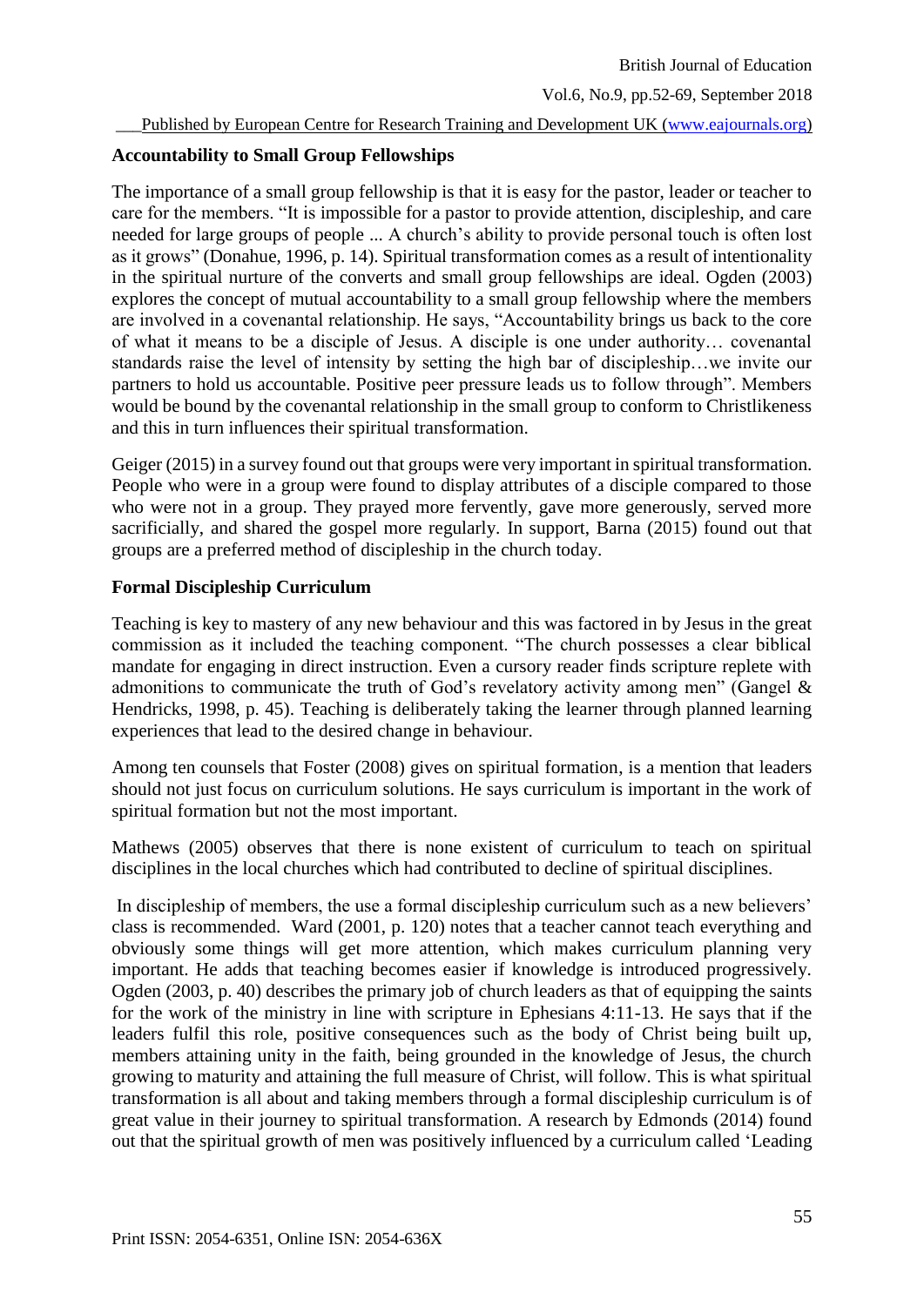### Accountability to Small Group Fellowships

The importance of a small group fellowship is that it is easy for the pastor, leader or teacher to care for the members. "It is impossible for a pastor to provide attention, discipleship, and care needed for large groups of people ... A church's ability to provide personal touch is often lost as it grows" (Donahue, 1996, p. 14). Spiritual transformation comes as a result of intentionality in the spiritual nurture of the converts and small group fellowships are ideal. Ogden (2003) explores the concept of mutual accountability to a small group fellowship where the members are involved in a covenantal relationship. He says, "Accountability brings us back to the core of what it means to be a disciple of Jesus. A disciple is one under authority… covenantal standards raise the level of intensity by setting the high bar of discipleship…we invite our partners to hold us accountable. Positive peer pressure leads us to follow through". Members would be bound by the covenantal relationship in the small group to conform to Christlikeness and this in turn influences their spiritual transformation.

Geiger (2015) in a survey found out that groups were very important in spiritual transformation. People who were in a group were found to display attributes of a disciple compared to those who were not in a group. They prayed more fervently, gave more generously, served more sacrificially, and shared the gospel more regularly. In support, Barna (2015) found out that groups are a preferred method of discipleship in the church today.

### Formal Discipleship Curriculum

Teaching is key to mastery of any new behaviour and this was factored in by Jesus in the great commission as it included the teaching component. "The church possesses a clear biblical mandate for engaging in direct instruction. Even a cursory reader finds scripture replete with admonitions to communicate the truth of God's revelatory activity among men" (Gangel & Hendricks, 1998, p. 45). Teaching is deliberately taking the learner through planned learning experiences that lead to the desired change in behaviour.

Among ten counsels that Foster (2008) gives on spiritual formation, is a mention that leaders should not just focus on curriculum solutions. He says curriculum is important in the work of spiritual formation but not the most important.

Mathews (2005) observes that there is none existent of curriculum to teach on spiritual disciplines in the local churches which had contributed to decline of spiritual disciplines.

In discipleship of members, the use a formal discipleship curriculum such as a new believers' class is recommended. Ward (2001, p. 120) notes that a teacher cannot teach everything and obviously some things will get more attention, which makes curriculum planning very important. He adds that teaching becomes easier if knowledge is introduced progressively. Ogden (2003, p. 40) describes the primary job of church leaders as that of equipping the saints for the work of the ministry in line with scripture in Ephesians 4:11-13. He says that if the leaders fulfil this role, positive consequences such as the body of Christ being built up, members attaining unity in the faith, being grounded in the knowledge of Jesus, the church growing to maturity and attaining the full measure of Christ, will follow. This is what spiritual transformation is all about and taking members through a formal discipleship curriculum is of great value in their journey to spiritual transformation. A research by Edmonds (2014) found out that the spiritual growth of men was positively influenced by a curriculum called 'Leading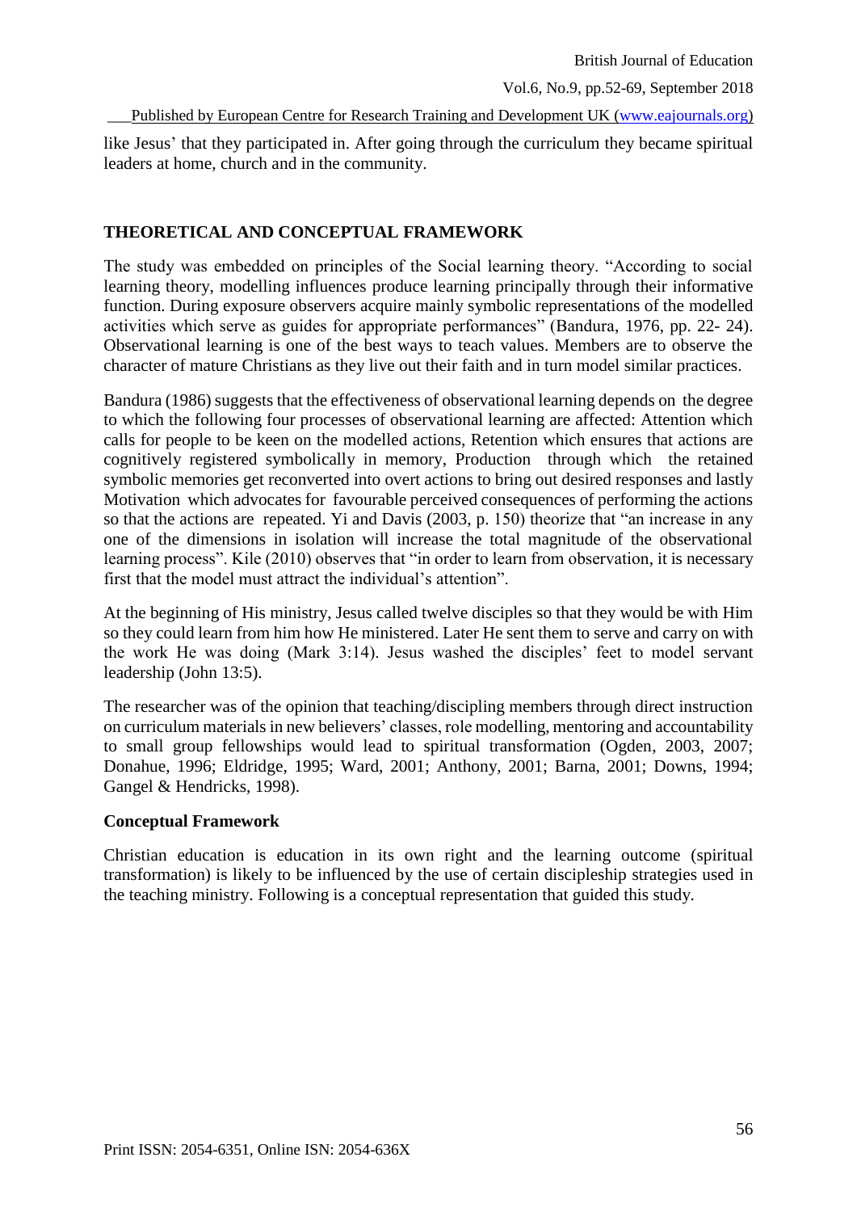like Jesus' that they participated in. After going through the curriculum they became spiritual leaders at home, church and in the community.

## THEORETICAL AND CONCEPTUAL FRAMEWORK

The study was embedded on principles of the Social learning theory. "According to social learning theory, modelling influences produce learning principally through their informative function. During exposure observers acquire mainly symbolic representations of the modelled activities which serve as guides for appropriate performances" (Bandura, 1976, pp. 22- 24). Observational learning is one of the best ways to teach values. Members are to observe the character of mature Christians as they live out their faith and in turn model similar practices.

Bandura (1986) suggests that the effectiveness of observational learning depends on the degree to which the following four processes of observational learning are affected: Attention which calls for people to be keen on the modelled actions, Retention which ensures that actions are cognitively registered symbolically in memory, Production through which the retained symbolic memories get reconverted into overt actions to bring out desired responses and lastly Motivation which advocates for favourable perceived consequences of performing the actions so that the actions are repeated. Yi and Davis (2003, p. 150) theorize that "an increase in any one of the dimensions in isolation will increase the total magnitude of the observational learning process". Kile (2010) observes that "in order to learn from observation, it is necessary first that the model must attract the individual's attention".

At the beginning of His ministry, Jesus called twelve disciples so that they would be with Him so they could learn from him how He ministered. Later He sent them to serve and carry on with the work He was doing (Mark 3:14). Jesus washed the disciples' feet to model servant leadership (John 13:5).

The researcher was of the opinion that teaching/discipling members through direct instruction on curriculum materials in new believers' classes, role modelling, mentoring and accountability to small group fellowships would lead to spiritual transformation (Ogden, 2003, 2007; Donahue, 1996; Eldridge, 1995; Ward, 2001; Anthony, 2001; Barna, 2001; Downs, 1994; Gangel & Hendricks, 1998).

### Conceptual Framework

Christian education is education in its own right and the learning outcome (spiritual transformation) is likely to be influenced by the use of certain discipleship strategies used in the teaching ministry. Following is a conceptual representation that guided this study.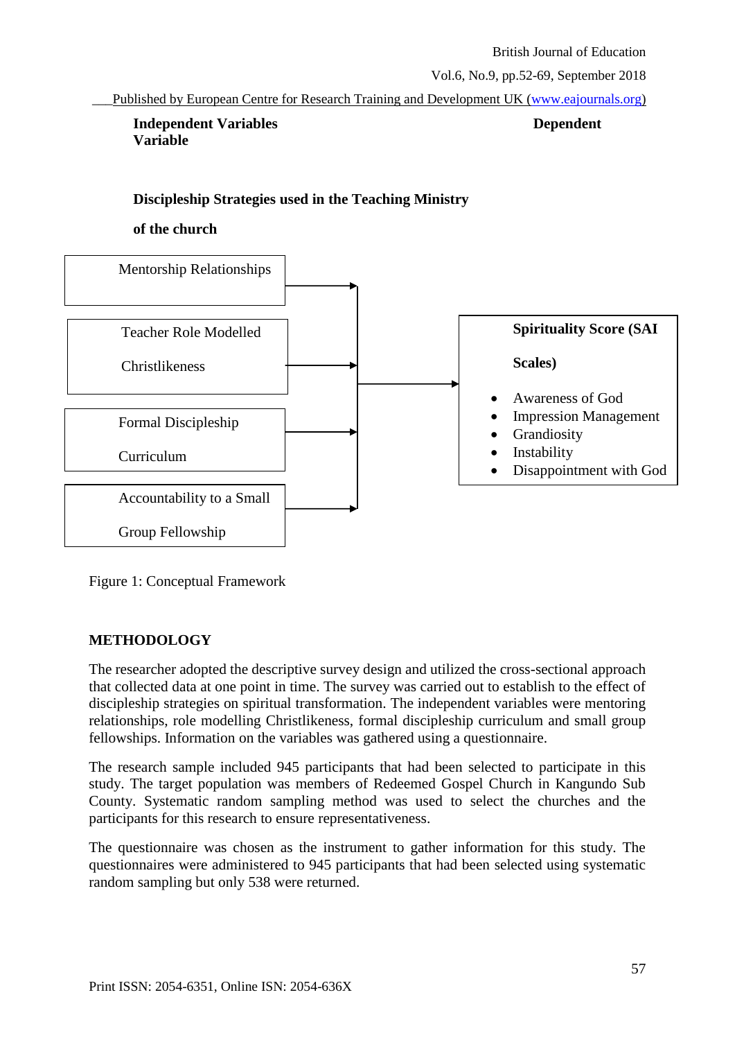**Independent Variables** **Dependent Variable**

**Discipleship Strategies used in the Teaching Ministry of the church**

- Mentorship Relationships
- Teacher Role Modelled Christlikeness
- Formal Discipleship Curriculum
- Accountability to a Small Group Fellowship

→

**Spirituality Score (SAI Scales)**

- Awareness of God
- Impression Management
- Grandiosity
- Instability
- Disappointment with God

Figure 1: Conceptual Framework

## METHODOLOGY

The researcher adopted the descriptive survey design and utilized the cross-sectional approach that collected data at one point in time. The survey was carried out to establish to the effect of discipleship strategies on spiritual transformation. The independent variables were mentoring relationships, role modelling Christlikeness, formal discipleship curriculum and small group fellowships. Information on the variables was gathered using a questionnaire.

The research sample included 945 participants that had been selected to participate in this study. The target population was members of Redeemed Gospel Church in Kangundo Sub County. Systematic random sampling method was used to select the churches and the participants for this research to ensure representativeness.

The questionnaire was chosen as the instrument to gather information for this study. The questionnaires were administered to 945 participants that had been selected using systematic random sampling but only 538 were returned.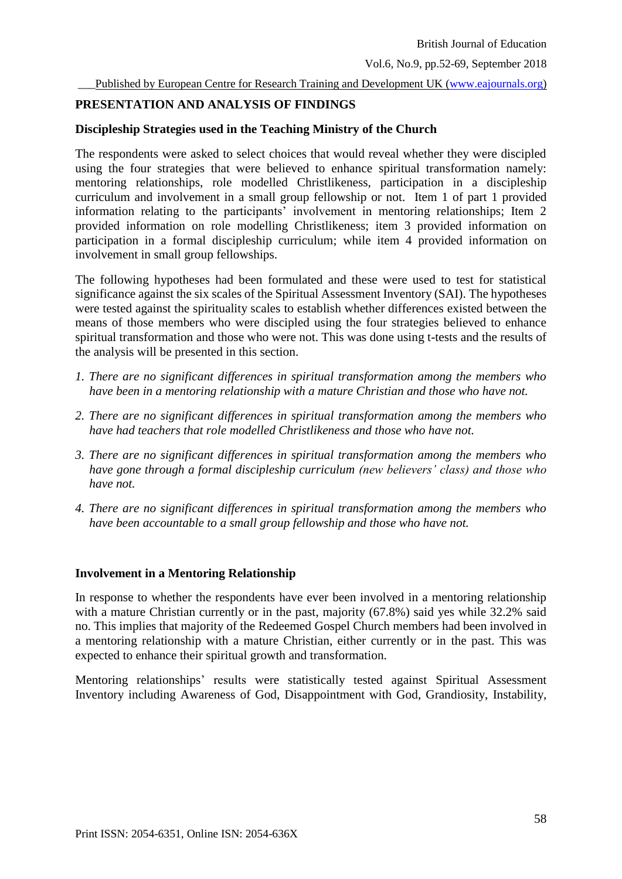## PRESENTATION AND ANALYSIS OF FINDINGS

### Discipleship Strategies used in the Teaching Ministry of the Church

The respondents were asked to select choices that would reveal whether they were discipled using the four strategies that were believed to enhance spiritual transformation namely: mentoring relationships, role modelled Christlikeness, participation in a discipleship curriculum and involvement in a small group fellowship or not. Item 1 of part 1 provided information relating to the participants' involvement in mentoring relationships; Item 2 provided information on role modelling Christlikeness; item 3 provided information on participation in a formal discipleship curriculum; while item 4 provided information on involvement in small group fellowships.

The following hypotheses had been formulated and these were used to test for statistical significance against the six scales of the Spiritual Assessment Inventory (SAI). The hypotheses were tested against the spirituality scales to establish whether differences existed between the means of those members who were discipled using the four strategies believed to enhance spiritual transformation and those who were not. This was done using t-tests and the results of the analysis will be presented in this section.

1. *There are no significant differences in spiritual transformation among the members who have been in a mentoring relationship with a mature Christian and those who have not.*
2. *There are no significant differences in spiritual transformation among the members who have had teachers that role modelled Christlikeness and those who have not.*
3. *There are no significant differences in spiritual transformation among the members who have gone through a formal discipleship curriculum (new believers' class) and those who have not.*
4. *There are no significant differences in spiritual transformation among the members who have been accountable to a small group fellowship and those who have not.*

### Involvement in a Mentoring Relationship

In response to whether the respondents have ever been involved in a mentoring relationship with a mature Christian currently or in the past, majority (67.8%) said yes while 32.2% said no. This implies that majority of the Redeemed Gospel Church members had been involved in a mentoring relationship with a mature Christian, either currently or in the past. This was expected to enhance their spiritual growth and transformation.

Mentoring relationships' results were statistically tested against Spiritual Assessment Inventory including Awareness of God, Disappointment with God, Grandiosity, Instability,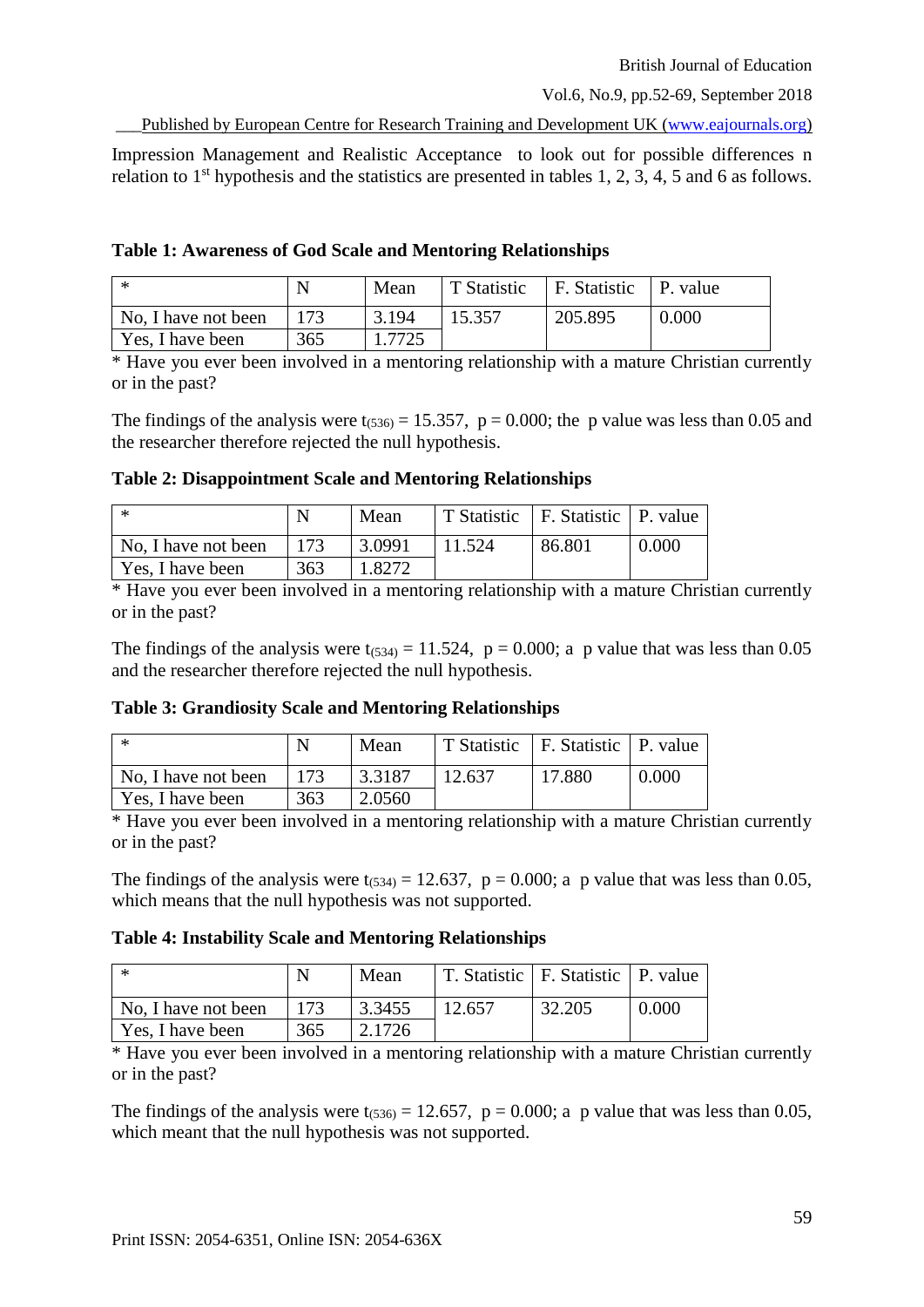Impression Management and Realistic Acceptance to look out for possible differences n relation to 1st hypothesis and the statistics are presented in tables 1, 2, 3, 4, 5 and 6 as follows.

**Table 1: Awareness of God Scale and Mentoring Relationships**

| * | N | Mean | T Statistic | F. Statistic | P. value |
|---|---|---|---|---|---|
| No, I have not been | 173 | 3.194 | 15.357 | 205.895 | 0.000 |
| Yes, I have been | 365 | 1.7725 | | | |

* Have you ever been involved in a mentoring relationship with a mature Christian currently or in the past?

The findings of the analysis were $t_{(536)} = 15.357$, $p = 0.000$; the p value was less than 0.05 and the researcher therefore rejected the null hypothesis.

**Table 2: Disappointment Scale and Mentoring Relationships**

| * | N | Mean | T Statistic | F. Statistic | P. value |
|---|---|---|---|---|---|
| No, I have not been | 173 | 3.0991 | 11.524 | 86.801 | 0.000 |
| Yes, I have been | 363 | 1.8272 | | | |

* Have you ever been involved in a mentoring relationship with a mature Christian currently or in the past?

The findings of the analysis were $t_{(534)} = 11.524$, $p = 0.000$; a p value that was less than 0.05 and the researcher therefore rejected the null hypothesis.

**Table 3: Grandiosity Scale and Mentoring Relationships**

| * | N | Mean | T Statistic | F. Statistic | P. value |
|---|---|---|---|---|---|
| No, I have not been | 173 | 3.3187 | 12.637 | 17.880 | 0.000 |
| Yes, I have been | 363 | 2.0560 | | | |

* Have you ever been involved in a mentoring relationship with a mature Christian currently or in the past?

The findings of the analysis were $t_{(534)} = 12.637$, $p = 0.000$; a p value that was less than 0.05, which means that the null hypothesis was not supported.

**Table 4: Instability Scale and Mentoring Relationships**

| * | N | Mean | T. Statistic | F. Statistic | P. value |
|---|---|---|---|---|---|
| No, I have not been | 173 | 3.3455 | 12.657 | 32.205 | 0.000 |
| Yes, I have been | 365 | 2.1726 | | | |

* Have you ever been involved in a mentoring relationship with a mature Christian currently or in the past?

The findings of the analysis were $t_{(536)} = 12.657$, $p = 0.000$; a p value that was less than 0.05, which meant that the null hypothesis was not supported.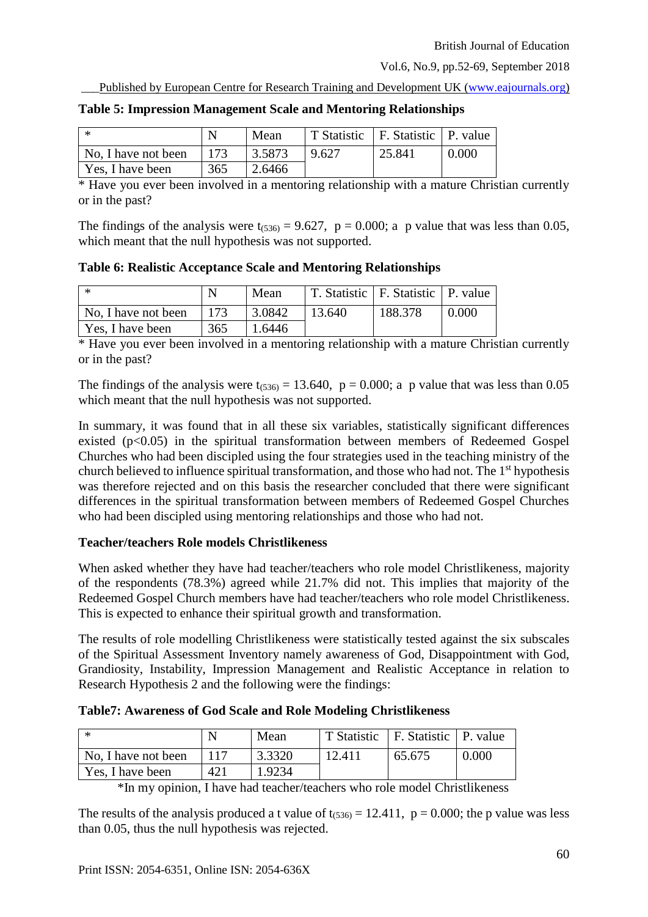**Table 5: Impression Management Scale and Mentoring Relationships**

| * | N | Mean | T Statistic | F. Statistic | P. value |
|---|---|---|---|---|---|
| No, I have not been | 173 | 3.5873 | 9.627 | 25.841 | 0.000 |
| Yes, I have been | 365 | 2.6466 | | | |

* Have you ever been involved in a mentoring relationship with a mature Christian currently or in the past?

The findings of the analysis were $t_{(536)} = 9.627$, $p = 0.000$; a p value that was less than 0.05, which meant that the null hypothesis was not supported.

**Table 6: Realistic Acceptance Scale and Mentoring Relationships**

| * | N | Mean | T. Statistic | F. Statistic | P. value |
|---|---|---|---|---|---|
| No, I have not been | 173 | 3.0842 | 13.640 | 188.378 | 0.000 |
| Yes, I have been | 365 | 1.6446 | | | |

* Have you ever been involved in a mentoring relationship with a mature Christian currently or in the past?

The findings of the analysis were $t_{(536)} = 13.640$, $p = 0.000$; a p value that was less than 0.05 which meant that the null hypothesis was not supported.

In summary, it was found that in all these six variables, statistically significant differences existed ($p<0.05$) in the spiritual transformation between members of Redeemed Gospel Churches who had been discipled using the four strategies used in the teaching ministry of the church believed to influence spiritual transformation, and those who had not. The 1st hypothesis was therefore rejected and on this basis the researcher concluded that there were significant differences in the spiritual transformation between members of Redeemed Gospel Churches who had been discipled using mentoring relationships and those who had not.

**Teacher/teachers Role models Christlikeness**

When asked whether they have had teacher/teachers who role model Christlikeness, majority of the respondents (78.3%) agreed while 21.7% did not. This implies that majority of the Redeemed Gospel Church members have had teacher/teachers who role model Christlikeness. This is expected to enhance their spiritual growth and transformation.

The results of role modelling Christlikeness were statistically tested against the six subscales of the Spiritual Assessment Inventory namely awareness of God, Disappointment with God, Grandiosity, Instability, Impression Management and Realistic Acceptance in relation to Research Hypothesis 2 and the following were the findings:

**Table7: Awareness of God Scale and Role Modeling Christlikeness**

| * | N | Mean | T Statistic | F. Statistic | P. value |
|---|---|---|---|---|---|
| No, I have not been | 117 | 3.3320 | 12.411 | 65.675 | 0.000 |
| Yes, I have been | 421 | 1.9234 | | | |

*In my opinion, I have had teacher/teachers who role model Christlikeness

The results of the analysis produced a t value of $t_{(536)} = 12.411$, $p = 0.000$; the p value was less than 0.05, thus the null hypothesis was rejected.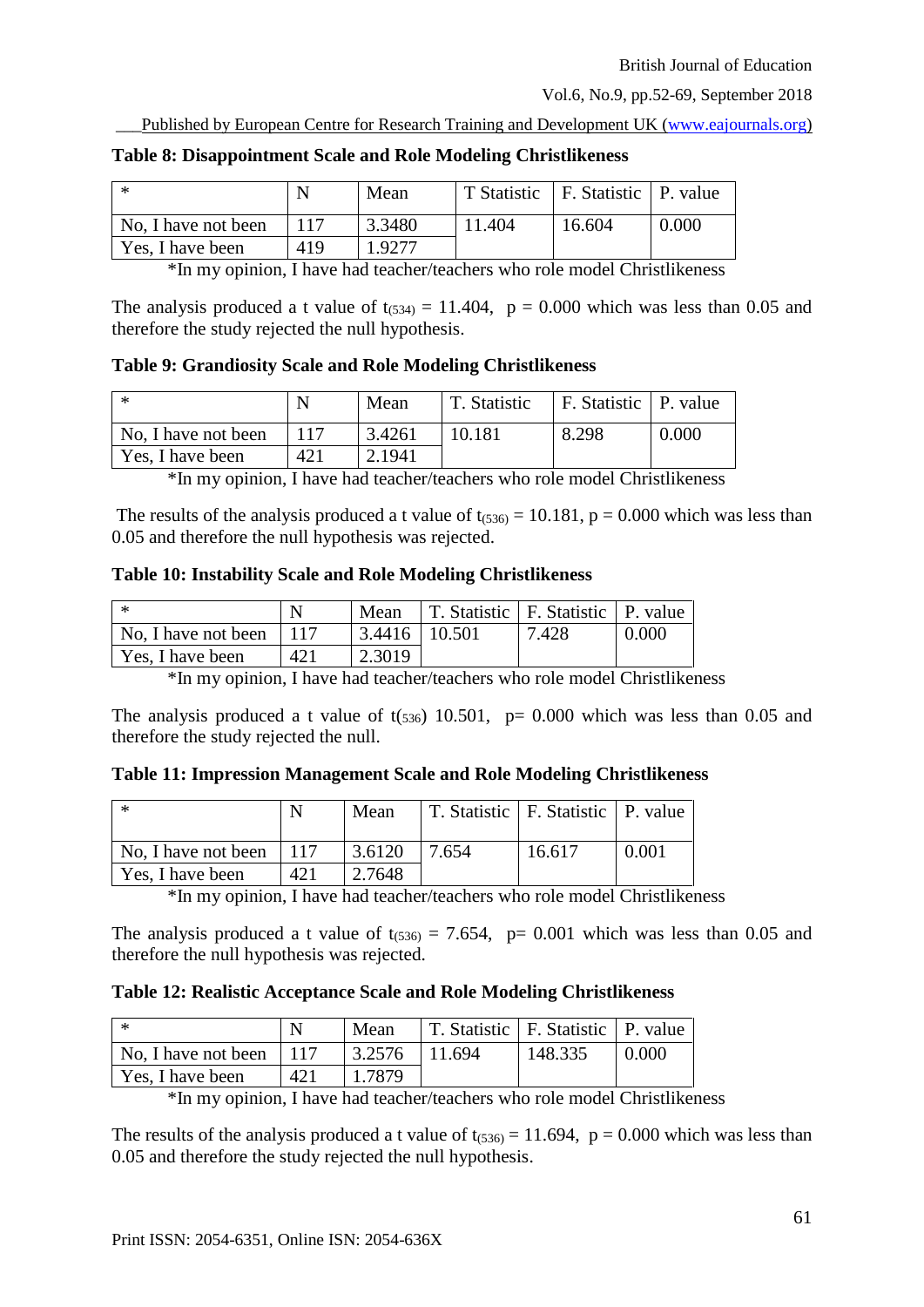**Table 8: Disappointment Scale and Role Modeling Christlikeness**

| * | N | Mean | T Statistic | F. Statistic | P. value |
|---|---|---|---|---|---|
| No, I have not been | 117 | 3.3480 | 11.404 | 16.604 | 0.000 |
| Yes, I have been | 419 | 1.9277 | | | |

*In my opinion, I have had teacher/teachers who role model Christlikeness

The analysis produced a t value of $t_{(534)} = 11.404$, $p = 0.000$ which was less than 0.05 and therefore the study rejected the null hypothesis.

**Table 9: Grandiosity Scale and Role Modeling Christlikeness**

| * | N | Mean | T. Statistic | F. Statistic | P. value |
|---|---|---|---|---|---|
| No, I have not been | 117 | 3.4261 | 10.181 | 8.298 | 0.000 |
| Yes, I have been | 421 | 2.1941 | | | |

*In my opinion, I have had teacher/teachers who role model Christlikeness

The results of the analysis produced a t value of $t_{(536)} = 10.181$, $p = 0.000$ which was less than 0.05 and therefore the null hypothesis was rejected.

**Table 10: Instability Scale and Role Modeling Christlikeness**

| * | N | Mean | T. Statistic | F. Statistic | P. value |
|---|---|---|---|---|---|
| No, I have not been | 117 | 3.4416 | 10.501 | 7.428 | 0.000 |
| Yes, I have been | 421 | 2.3019 | | | |

*In my opinion, I have had teacher/teachers who role model Christlikeness

The analysis produced a t value of $t_{(536)}$ 10.501, $p = 0.000$ which was less than 0.05 and therefore the study rejected the null.

**Table 11: Impression Management Scale and Role Modeling Christlikeness**

| * | N | Mean | T. Statistic | F. Statistic | P. value |
|---|---|---|---|---|---|
| No, I have not been | 117 | 3.6120 | 7.654 | 16.617 | 0.001 |
| Yes, I have been | 421 | 2.7648 | | | |

*In my opinion, I have had teacher/teachers who role model Christlikeness

The analysis produced a t value of $t_{(536)} = 7.654$, $p = 0.001$ which was less than 0.05 and therefore the null hypothesis was rejected.

**Table 12: Realistic Acceptance Scale and Role Modeling Christlikeness**

| * | N | Mean | T. Statistic | F. Statistic | P. value |
|---|---|---|---|---|---|
| No, I have not been | 117 | 3.2576 | 11.694 | 148.335 | 0.000 |
| Yes, I have been | 421 | 1.7879 | | | |

*In my opinion, I have had teacher/teachers who role model Christlikeness

The results of the analysis produced a t value of $t_{(536)} = 11.694$, $p = 0.000$ which was less than 0.05 and therefore the study rejected the null hypothesis.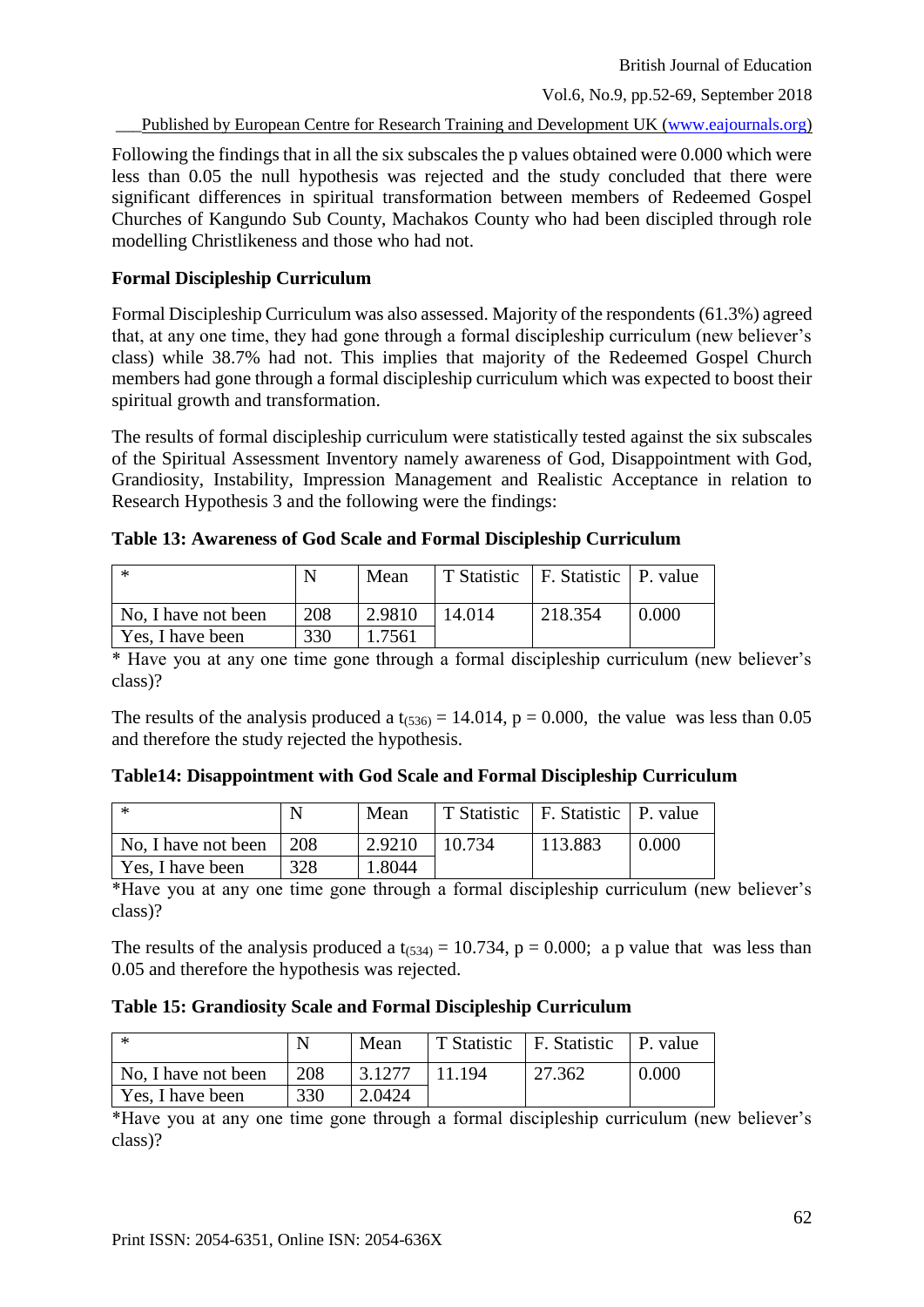Following the findings that in all the six subscales the p values obtained were 0.000 which were less than 0.05 the null hypothesis was rejected and the study concluded that there were significant differences in spiritual transformation between members of Redeemed Gospel Churches of Kangundo Sub County, Machakos County who had been discipled through role modelling Christlikeness and those who had not.

**Formal Discipleship Curriculum**

Formal Discipleship Curriculum was also assessed. Majority of the respondents (61.3%) agreed that, at any one time, they had gone through a formal discipleship curriculum (new believer's class) while 38.7% had not. This implies that majority of the Redeemed Gospel Church members had gone through a formal discipleship curriculum which was expected to boost their spiritual growth and transformation.

The results of formal discipleship curriculum were statistically tested against the six subscales of the Spiritual Assessment Inventory namely awareness of God, Disappointment with God, Grandiosity, Instability, Impression Management and Realistic Acceptance in relation to Research Hypothesis 3 and the following were the findings:

**Table 13: Awareness of God Scale and Formal Discipleship Curriculum**

| * | N | Mean | T Statistic | F. Statistic | P. value |
|---|---|---|---|---|---|
| No, I have not been | 208 | 2.9810 | 14.014 | 218.354 | 0.000 |
| Yes, I have been | 330 | 1.7561 | | | |

* Have you at any one time gone through a formal discipleship curriculum (new believer's class)?

The results of the analysis produced a $t_{(536)} = 14.014$, $p = 0.000$, the value was less than 0.05 and therefore the study rejected the hypothesis.

**Table14: Disappointment with God Scale and Formal Discipleship Curriculum**

| * | N | Mean | T Statistic | F. Statistic | P. value |
|---|---|---|---|---|---|
| No, I have not been | 208 | 2.9210 | 10.734 | 113.883 | 0.000 |
| Yes, I have been | 328 | 1.8044 | | | |

*Have you at any one time gone through a formal discipleship curriculum (new believer's class)?

The results of the analysis produced a $t_{(534)} = 10.734$, $p = 0.000$; a p value that was less than 0.05 and therefore the hypothesis was rejected.

**Table 15: Grandiosity Scale and Formal Discipleship Curriculum**

| * | N | Mean | T Statistic | F. Statistic | P. value |
|---|---|---|---|---|---|
| No, I have not been | 208 | 3.1277 | 11.194 | 27.362 | 0.000 |
| Yes, I have been | 330 | 2.0424 | | | |

*Have you at any one time gone through a formal discipleship curriculum (new believer's class)?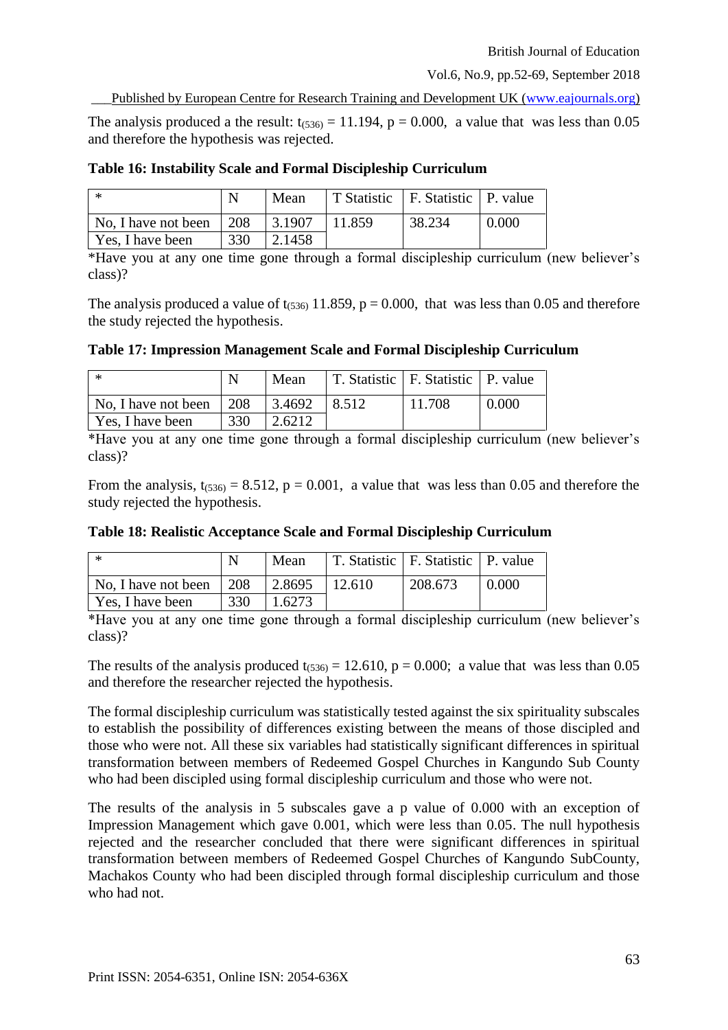The analysis produced a the result: $t_{(536)} = 11.194$, $p = 0.000$, a value that was less than 0.05 and therefore the hypothesis was rejected.

**Table 16: Instability Scale and Formal Discipleship Curriculum**

| * | N | Mean | T Statistic | F. Statistic | P. value |
|---|---|---|---|---|---|
| No, I have not been | 208 | 3.1907 | 11.859 | 38.234 | 0.000 |
| Yes, I have been | 330 | 2.1458 | | | |

*Have you at any one time gone through a formal discipleship curriculum (new believer's class)?

The analysis produced a value of $t_{(536)}$ 11.859, $p = 0.000$, that was less than 0.05 and therefore the study rejected the hypothesis.

**Table 17: Impression Management Scale and Formal Discipleship Curriculum**

| * | N | Mean | T. Statistic | F. Statistic | P. value |
|---|---|---|---|---|---|
| No, I have not been | 208 | 3.4692 | 8.512 | 11.708 | 0.000 |
| Yes, I have been | 330 | 2.6212 | | | |

*Have you at any one time gone through a formal discipleship curriculum (new believer's class)?

From the analysis, $t_{(536)} = 8.512$, $p = 0.001$, a value that was less than 0.05 and therefore the study rejected the hypothesis.

**Table 18: Realistic Acceptance Scale and Formal Discipleship Curriculum**

| * | N | Mean | T. Statistic | F. Statistic | P. value |
|---|---|---|---|---|---|
| No, I have not been | 208 | 2.8695 | 12.610 | 208.673 | 0.000 |
| Yes, I have been | 330 | 1.6273 | | | |

*Have you at any one time gone through a formal discipleship curriculum (new believer's class)?

The results of the analysis produced $t_{(536)} = 12.610$, $p = 0.000$; a value that was less than 0.05 and therefore the researcher rejected the hypothesis.

The formal discipleship curriculum was statistically tested against the six spirituality subscales to establish the possibility of differences existing between the means of those discipled and those who were not. All these six variables had statistically significant differences in spiritual transformation between members of Redeemed Gospel Churches in Kangundo Sub County who had been discipled using formal discipleship curriculum and those who were not.

The results of the analysis in 5 subscales gave a p value of 0.000 with an exception of Impression Management which gave 0.001, which were less than 0.05. The null hypothesis rejected and the researcher concluded that there were significant differences in spiritual transformation between members of Redeemed Gospel Churches of Kangundo SubCounty, Machakos County who had been discipled through formal discipleship curriculum and those who had not.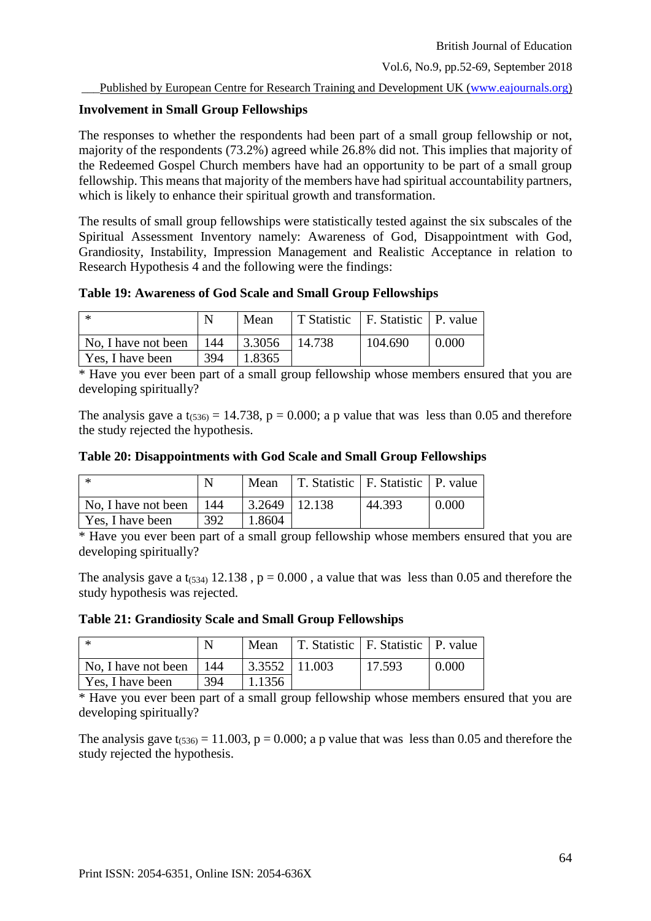### Involvement in Small Group Fellowships

The responses to whether the respondents had been part of a small group fellowship or not, majority of the respondents (73.2%) agreed while 26.8% did not. This implies that majority of the Redeemed Gospel Church members have had an opportunity to be part of a small group fellowship. This means that majority of the members have had spiritual accountability partners, which is likely to enhance their spiritual growth and transformation.

The results of small group fellowships were statistically tested against the six subscales of the Spiritual Assessment Inventory namely: Awareness of God, Disappointment with God, Grandiosity, Instability, Impression Management and Realistic Acceptance in relation to Research Hypothesis 4 and the following were the findings:

**Table 19: Awareness of God Scale and Small Group Fellowships**

| * | N | Mean | T Statistic | F. Statistic | P. value |
|---|---|---|---|---|---|
| No, I have not been | 144 | 3.3056 | 14.738 | 104.690 | 0.000 |
| Yes, I have been | 394 | 1.8365 | | | |

* Have you ever been part of a small group fellowship whose members ensured that you are developing spiritually?

The analysis gave a $t_{(536)} = 14.738$, $p = 0.000$; a p value that was less than 0.05 and therefore the study rejected the hypothesis.

**Table 20: Disappointments with God Scale and Small Group Fellowships**

| * | N | Mean | T. Statistic | F. Statistic | P. value |
|---|---|---|---|---|---|
| No, I have not been | 144 | 3.2649 | 12.138 | 44.393 | 0.000 |
| Yes, I have been | 392 | 1.8604 | | | |

* Have you ever been part of a small group fellowship whose members ensured that you are developing spiritually?

The analysis gave a $t_{(534)}$ 12.138 , $p = 0.000$ , a value that was less than 0.05 and therefore the study hypothesis was rejected.

**Table 21: Grandiosity Scale and Small Group Fellowships**

| * | N | Mean | T. Statistic | F. Statistic | P. value |
|---|---|---|---|---|---|
| No, I have not been | 144 | 3.3552 | 11.003 | 17.593 | 0.000 |
| Yes, I have been | 394 | 1.1356 | | | |

* Have you ever been part of a small group fellowship whose members ensured that you are developing spiritually?

The analysis gave $t_{(536)} = 11.003$, $p = 0.000$; a p value that was less than 0.05 and therefore the study rejected the hypothesis.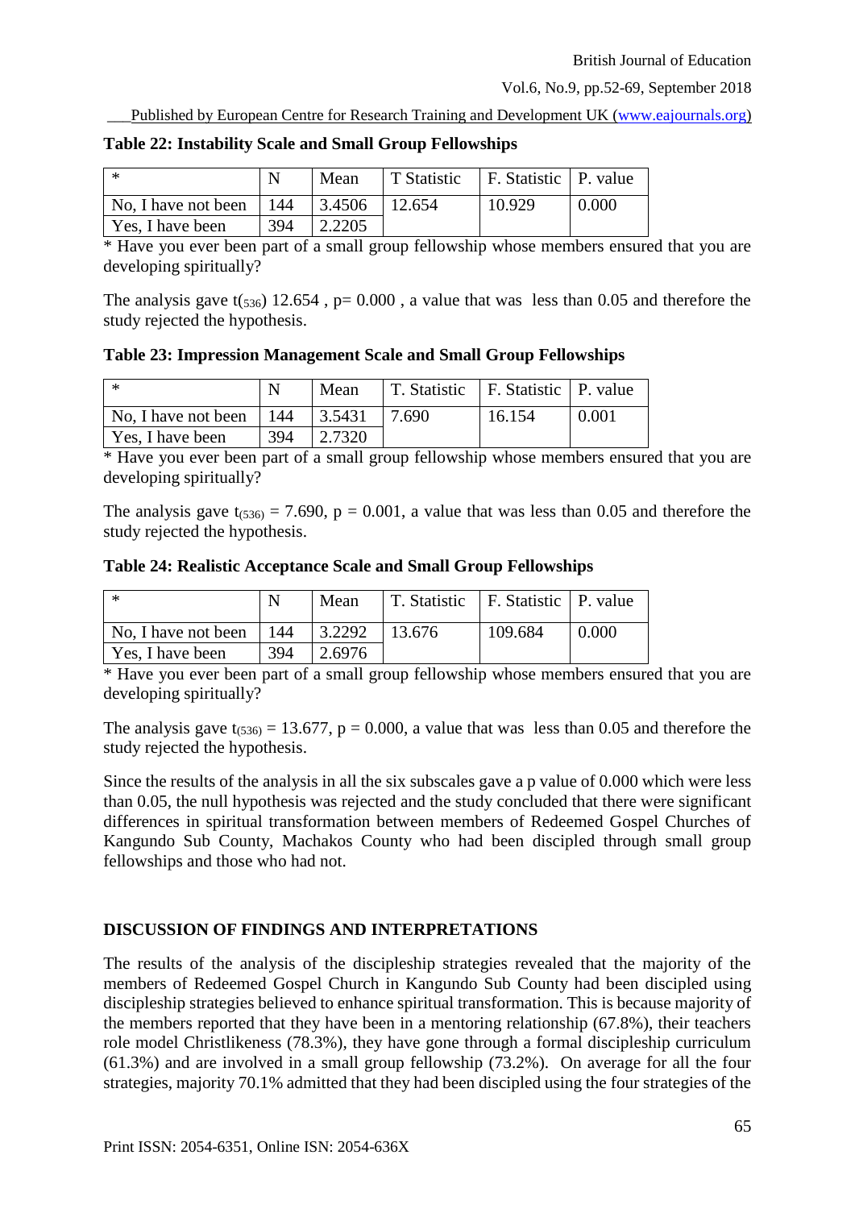**Table 22: Instability Scale and Small Group Fellowships**

| * | N | Mean | T Statistic | F. Statistic | P. value |
|---|---|---|---|---|---|
| No, I have not been | 144 | 3.4506 | 12.654 | 10.929 | 0.000 |
| Yes, I have been | 394 | 2.2205 | | | |

* Have you ever been part of a small group fellowship whose members ensured that you are developing spiritually?

The analysis gave $t_{(536)}$ 12.654 , p= 0.000 , a value that was less than 0.05 and therefore the study rejected the hypothesis.

**Table 23: Impression Management Scale and Small Group Fellowships**

| * | N | Mean | T. Statistic | F. Statistic | P. value |
|---|---|---|---|---|---|
| No, I have not been | 144 | 3.5431 | 7.690 | 16.154 | 0.001 |
| Yes, I have been | 394 | 2.7320 | | | |

* Have you ever been part of a small group fellowship whose members ensured that you are developing spiritually?

The analysis gave $t_{(536)} = 7.690$, p = 0.001, a value that was less than 0.05 and therefore the study rejected the hypothesis.

**Table 24: Realistic Acceptance Scale and Small Group Fellowships**

| * | N | Mean | T. Statistic | F. Statistic | P. value |
|---|---|---|---|---|---|
| No, I have not been | 144 | 3.2292 | 13.676 | 109.684 | 0.000 |
| Yes, I have been | 394 | 2.6976 | | | |

* Have you ever been part of a small group fellowship whose members ensured that you are developing spiritually?

The analysis gave $t_{(536)} = 13.677$, p = 0.000, a value that was less than 0.05 and therefore the study rejected the hypothesis.

Since the results of the analysis in all the six subscales gave a p value of 0.000 which were less than 0.05, the null hypothesis was rejected and the study concluded that there were significant differences in spiritual transformation between members of Redeemed Gospel Churches of Kangundo Sub County, Machakos County who had been discipled through small group fellowships and those who had not.

## DISCUSSION OF FINDINGS AND INTERPRETATIONS

The results of the analysis of the discipleship strategies revealed that the majority of the members of Redeemed Gospel Church in Kangundo Sub County had been discipled using discipleship strategies believed to enhance spiritual transformation. This is because majority of the members reported that they have been in a mentoring relationship (67.8%), their teachers role model Christlikeness (78.3%), they have gone through a formal discipleship curriculum (61.3%) and are involved in a small group fellowship (73.2%). On average for all the four strategies, majority 70.1% admitted that they had been discipled using the four strategies of the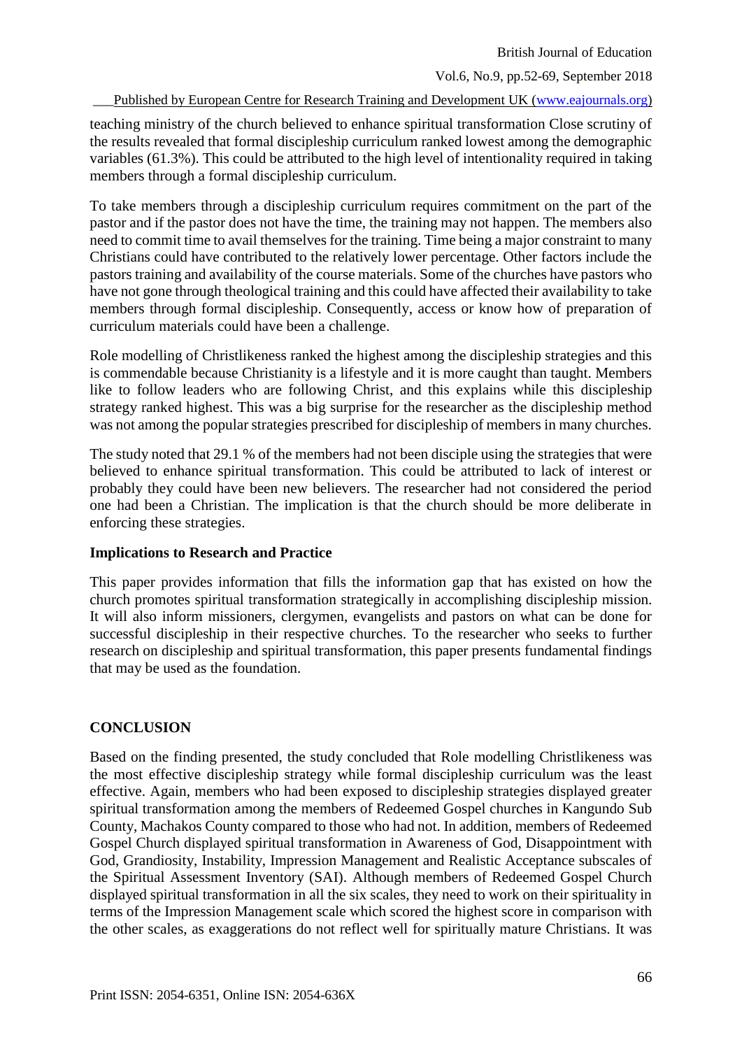teaching ministry of the church believed to enhance spiritual transformation Close scrutiny of the results revealed that formal discipleship curriculum ranked lowest among the demographic variables (61.3%). This could be attributed to the high level of intentionality required in taking members through a formal discipleship curriculum.

To take members through a discipleship curriculum requires commitment on the part of the pastor and if the pastor does not have the time, the training may not happen. The members also need to commit time to avail themselves for the training. Time being a major constraint to many Christians could have contributed to the relatively lower percentage. Other factors include the pastors training and availability of the course materials. Some of the churches have pastors who have not gone through theological training and this could have affected their availability to take members through formal discipleship. Consequently, access or know how of preparation of curriculum materials could have been a challenge.

Role modelling of Christlikeness ranked the highest among the discipleship strategies and this is commendable because Christianity is a lifestyle and it is more caught than taught. Members like to follow leaders who are following Christ, and this explains while this discipleship strategy ranked highest. This was a big surprise for the researcher as the discipleship method was not among the popular strategies prescribed for discipleship of members in many churches.

The study noted that 29.1 % of the members had not been disciple using the strategies that were believed to enhance spiritual transformation. This could be attributed to lack of interest or probably they could have been new believers. The researcher had not considered the period one had been a Christian. The implication is that the church should be more deliberate in enforcing these strategies.

**Implications to Research and Practice**

This paper provides information that fills the information gap that has existed on how the church promotes spiritual transformation strategically in accomplishing discipleship mission. It will also inform missioners, clergymen, evangelists and pastors on what can be done for successful discipleship in their respective churches. To the researcher who seeks to further research on discipleship and spiritual transformation, this paper presents fundamental findings that may be used as the foundation.

## CONCLUSION

Based on the finding presented, the study concluded that Role modelling Christlikeness was the most effective discipleship strategy while formal discipleship curriculum was the least effective. Again, members who had been exposed to discipleship strategies displayed greater spiritual transformation among the members of Redeemed Gospel churches in Kangundo Sub County, Machakos County compared to those who had not. In addition, members of Redeemed Gospel Church displayed spiritual transformation in Awareness of God, Disappointment with God, Grandiosity, Instability, Impression Management and Realistic Acceptance subscales of the Spiritual Assessment Inventory (SAI). Although members of Redeemed Gospel Church displayed spiritual transformation in all the six scales, they need to work on their spirituality in terms of the Impression Management scale which scored the highest score in comparison with the other scales, as exaggerations do not reflect well for spiritually mature Christians. It was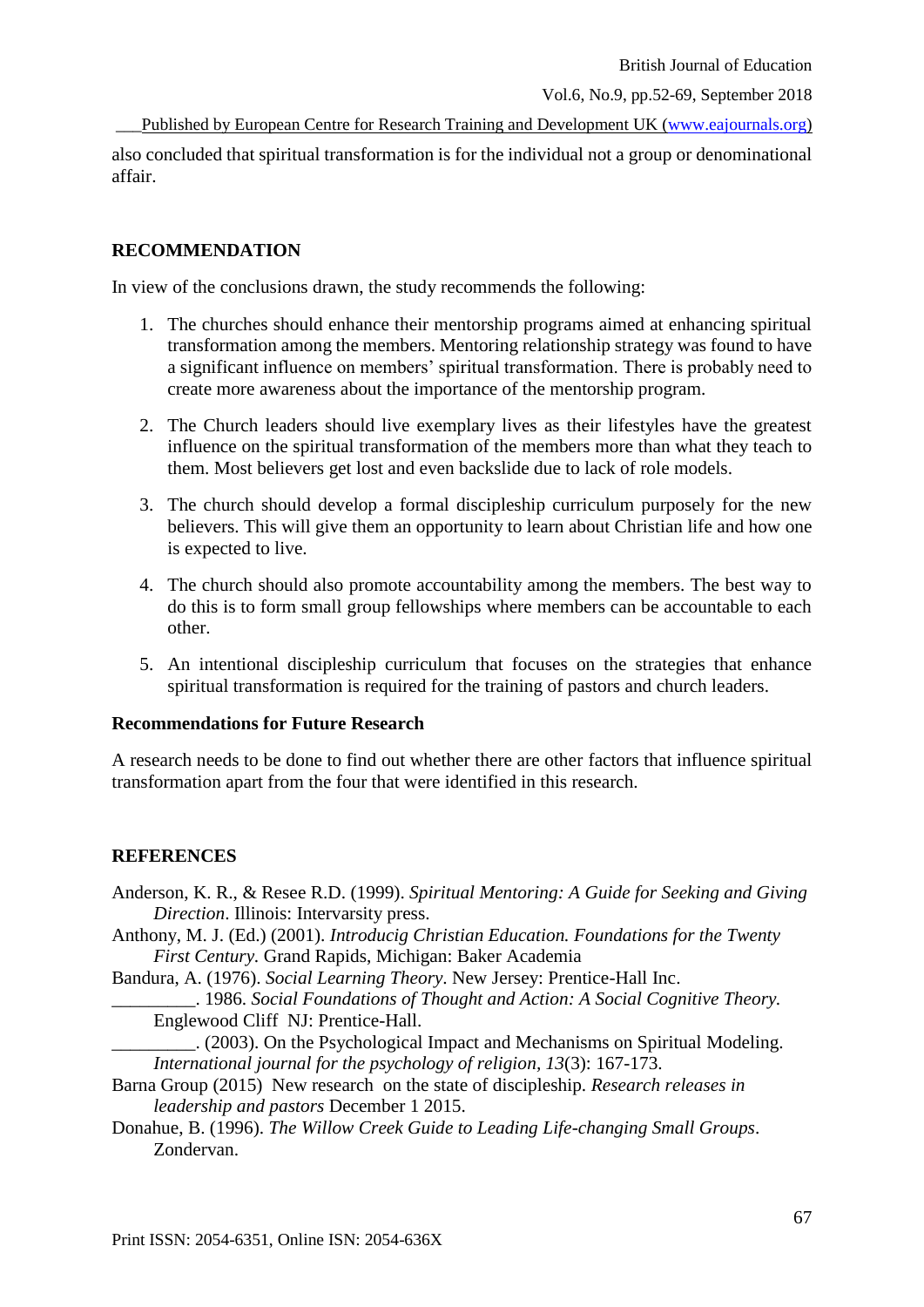also concluded that spiritual transformation is for the individual not a group or denominational affair.

## RECOMMENDATION

In view of the conclusions drawn, the study recommends the following:

1. The churches should enhance their mentorship programs aimed at enhancing spiritual transformation among the members. Mentoring relationship strategy was found to have a significant influence on members' spiritual transformation. There is probably need to create more awareness about the importance of the mentorship program.

2. The Church leaders should live exemplary lives as their lifestyles have the greatest influence on the spiritual transformation of the members more than what they teach to them. Most believers get lost and even backslide due to lack of role models.

3. The church should develop a formal discipleship curriculum purposely for the new believers. This will give them an opportunity to learn about Christian life and how one is expected to live.

4. The church should also promote accountability among the members. The best way to do this is to form small group fellowships where members can be accountable to each other.

5. An intentional discipleship curriculum that focuses on the strategies that enhance spiritual transformation is required for the training of pastors and church leaders.

### Recommendations for Future Research

A research needs to be done to find out whether there are other factors that influence spiritual transformation apart from the four that were identified in this research.

## REFERENCES

Anderson, K. R., & Resee R.D. (1999). *Spiritual Mentoring: A Guide for Seeking and Giving Direction*. Illinois: Intervarsity press.

Anthony, M. J. (Ed.) (2001). *Introducig Christian Education. Foundations for the Twenty First Century.* Grand Rapids, Michigan: Baker Academia

Bandura, A. (1976). *Social Learning Theory*. New Jersey: Prentice-Hall Inc.

_________. 1986. *Social Foundations of Thought and Action: A Social Cognitive Theory.* Englewood Cliff NJ: Prentice-Hall.

_________. (2003). On the Psychological Impact and Mechanisms on Spiritual Modeling. *International journal for the psychology of religion, 13*(3): 167-173.

Barna Group (2015) New research on the state of discipleship. *Research releases in leadership and pastors* December 1 2015.

Donahue, B. (1996). *The Willow Creek Guide to Leading Life-changing Small Groups*. Zondervan.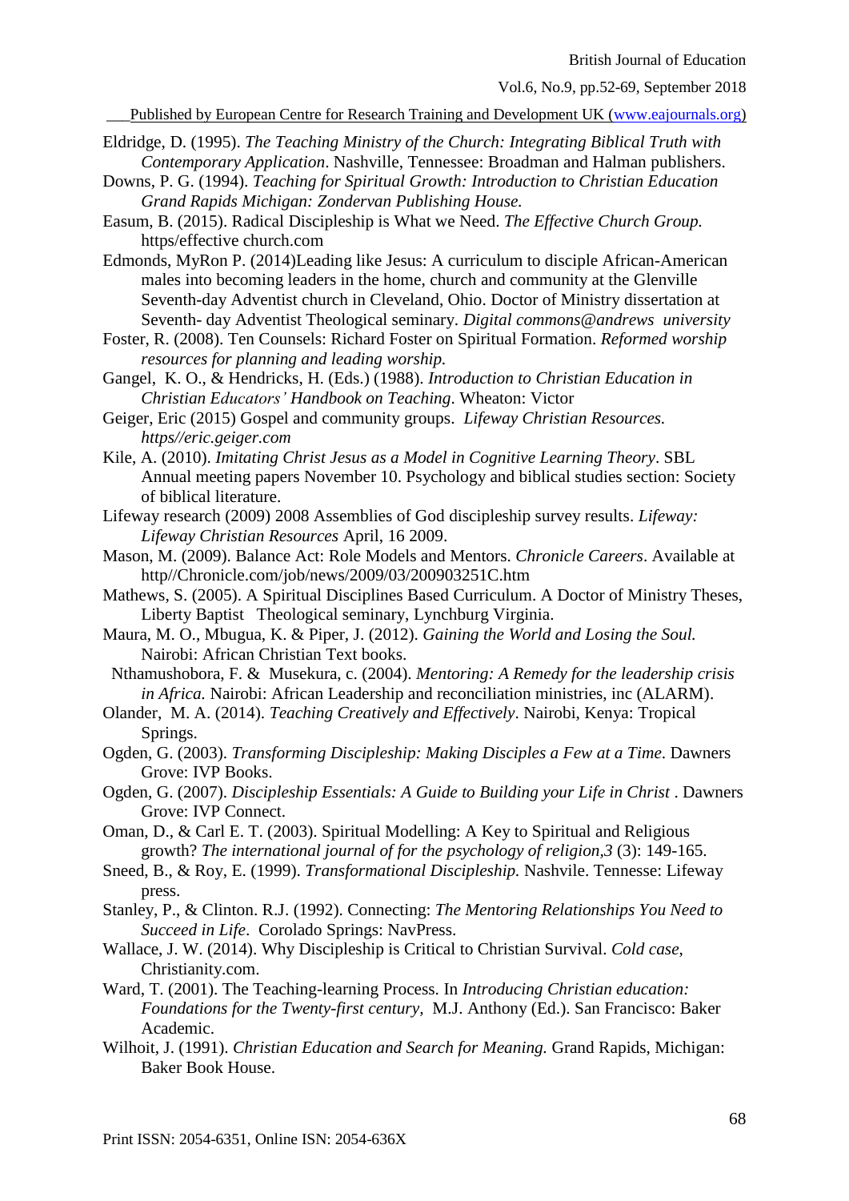Eldridge, D. (1995). *The Teaching Ministry of the Church: Integrating Biblical Truth with Contemporary Application*. Nashville, Tennessee: Broadman and Halman publishers.

Downs, P. G. (1994). *Teaching for Spiritual Growth: Introduction to Christian Education Grand Rapids Michigan: Zondervan Publishing House.*

Easum, B. (2015). Radical Discipleship is What we Need. *The Effective Church Group.* https/effective church.com

Edmonds, MyRon P. (2014)Leading like Jesus: A curriculum to disciple African-American males into becoming leaders in the home, church and community at the Glenville Seventh-day Adventist church in Cleveland, Ohio. Doctor of Ministry dissertation at Seventh- day Adventist Theological seminary. *Digital commons@andrews university*

Foster, R. (2008). Ten Counsels: Richard Foster on Spiritual Formation. *Reformed worship resources for planning and leading worship.*

Gangel, K. O., & Hendricks, H. (Eds.) (1988). *Introduction to Christian Education in Christian Educators' Handbook on Teaching*. Wheaton: Victor

Geiger, Eric (2015) Gospel and community groups. *Lifeway Christian Resources. https//eric.geiger.com*

Kile, A. (2010). *Imitating Christ Jesus as a Model in Cognitive Learning Theory*. SBL Annual meeting papers November 10. Psychology and biblical studies section: Society of biblical literature.

Lifeway research (2009) 2008 Assemblies of God discipleship survey results. *Lifeway: Lifeway Christian Resources* April, 16 2009.

Mason, M. (2009). Balance Act: Role Models and Mentors. *Chronicle Careers*. Available at http//Chronicle.com/job/news/2009/03/200903251C.htm

Mathews, S. (2005). A Spiritual Disciplines Based Curriculum. A Doctor of Ministry Theses, Liberty Baptist Theological seminary, Lynchburg Virginia.

Maura, M. O., Mbugua, K. & Piper, J. (2012). *Gaining the World and Losing the Soul.* Nairobi: African Christian Text books.

Nthamushobora, F. & Musekura, c. (2004). *Mentoring: A Remedy for the leadership crisis in Africa.* Nairobi: African Leadership and reconciliation ministries, inc (ALARM).

Olander, M. A. (2014). *Teaching Creatively and Effectively*. Nairobi, Kenya: Tropical Springs.

Ogden, G. (2003). *Transforming Discipleship: Making Disciples a Few at a Time*. Dawners Grove: IVP Books.

Ogden, G. (2007). *Discipleship Essentials: A Guide to Building your Life in Christ* . Dawners Grove: IVP Connect.

Oman, D., & Carl E. T. (2003). Spiritual Modelling: A Key to Spiritual and Religious growth? *The international journal of for the psychology of religion,3* (3): 149-165.

Sneed, B., & Roy, E. (1999). *Transformational Discipleship.* Nashvile. Tennesse: Lifeway press.

Stanley, P., & Clinton. R.J. (1992). Connecting: *The Mentoring Relationships You Need to Succeed in Life*. Corolado Springs: NavPress.

Wallace, J. W. (2014). Why Discipleship is Critical to Christian Survival. *Cold case*, Christianity.com.

Ward, T. (2001). The Teaching-learning Process. In *Introducing Christian education: Foundations for the Twenty-first century,* M.J. Anthony (Ed.). San Francisco: Baker Academic.

Wilhoit, J. (1991). *Christian Education and Search for Meaning.* Grand Rapids, Michigan: Baker Book House.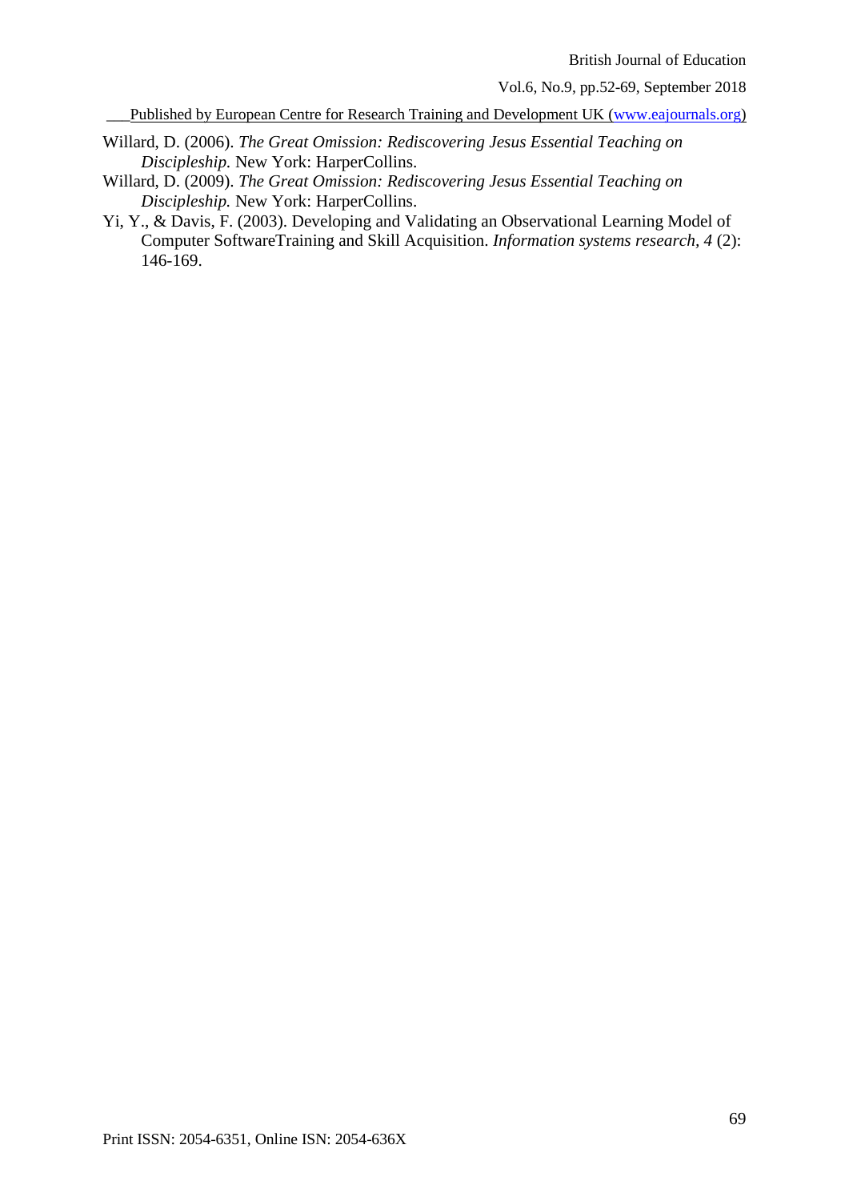Willard, D. (2006). *The Great Omission: Rediscovering Jesus Essential Teaching on Discipleship.* New York: HarperCollins.

Willard, D. (2009). *The Great Omission: Rediscovering Jesus Essential Teaching on Discipleship.* New York: HarperCollins.

Yi, Y., & Davis, F. (2003). Developing and Validating an Observational Learning Model of Computer SoftwareTraining and Skill Acquisition. *Information systems research*, *4* (2): 146-169.